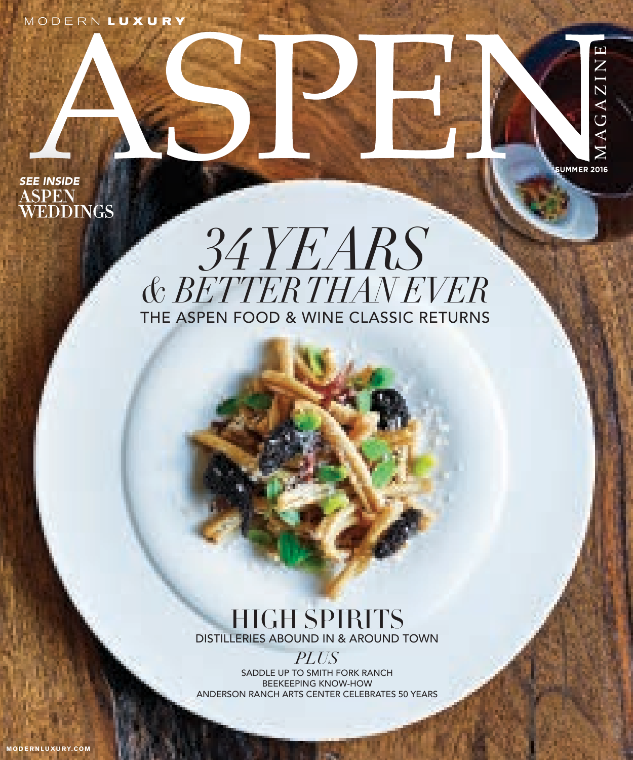MODERN **LUXURY**

# ASPEN

MAGAZINE

**SUMMER 2016**

***SEE INSIDE***
**ASPEN WEDDINGS**

## *34 YEARS & BETTER THAN EVER*

THE ASPEN FOOD & WINE CLASSIC RETURNS

## HIGH SPIRITS

DISTILLERIES ABOUND IN & AROUND TOWN

*PLUS*

SADDLE UP TO SMITH FORK RANCH
BEEKEEPING KNOW-HOW
ANDERSON RANCH ARTS CENTER CELEBRATES 50 YEARS

MODERNLUXURY.COM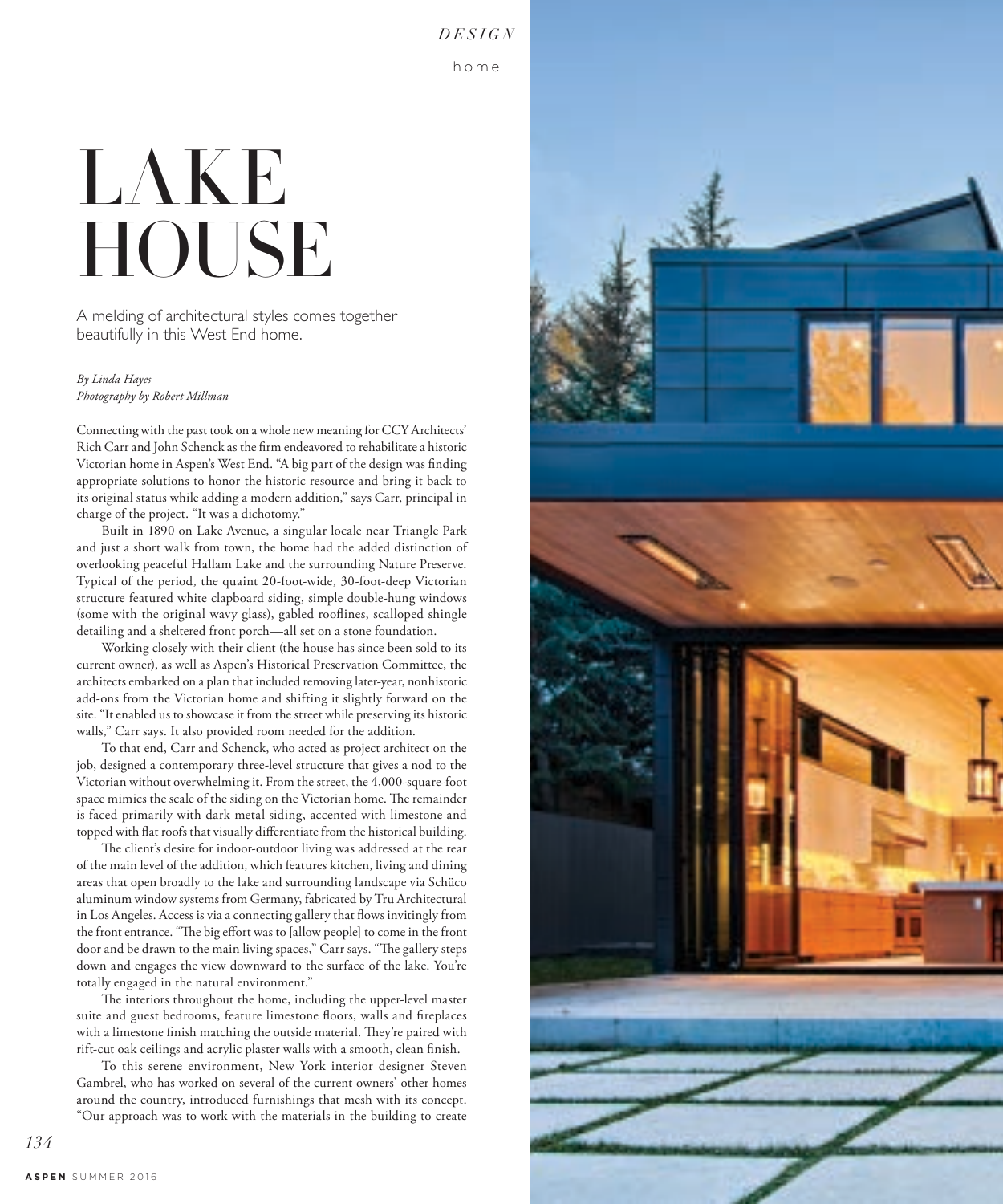# LAKE HOUSE

A melding of architectural styles comes together beautifully in this West End home.

*By Linda Hayes*
*Photography by Robert Millman*

Connecting with the past took on a whole new meaning for CCY Architects' Rich Carr and John Schenck as the firm endeavored to rehabilitate a historic Victorian home in Aspen's West End. "A big part of the design was finding appropriate solutions to honor the historic resource and bring it back to its original status while adding a modern addition," says Carr, principal in charge of the project. "It was a dichotomy."

Built in 1890 on Lake Avenue, a singular locale near Triangle Park and just a short walk from town, the home had the added distinction of overlooking peaceful Hallam Lake and the surrounding Nature Preserve. Typical of the period, the quaint 20-foot-wide, 30-foot-deep Victorian structure featured white clapboard siding, simple double-hung windows (some with the original wavy glass), gabled rooflines, scalloped shingle detailing and a sheltered front porch—all set on a stone foundation.

Working closely with their client (the house has since been sold to its current owner), as well as Aspen's Historical Preservation Committee, the architects embarked on a plan that included removing later-year, nonhistoric add-ons from the Victorian home and shifting it slightly forward on the site. "It enabled us to showcase it from the street while preserving its historic walls," Carr says. It also provided room needed for the addition.

To that end, Carr and Schenck, who acted as project architect on the job, designed a contemporary three-level structure that gives a nod to the Victorian without overwhelming it. From the street, the 4,000-square-foot space mimics the scale of the siding on the Victorian home. The remainder is faced primarily with dark metal siding, accented with limestone and topped with flat roofs that visually differentiate from the historical building.

The client's desire for indoor-outdoor living was addressed at the rear of the main level of the addition, which features kitchen, living and dining areas that open broadly to the lake and surrounding landscape via Schüco aluminum window systems from Germany, fabricated by Tru Architectural in Los Angeles. Access is via a connecting gallery that flows invitingly from the front entrance. "The big effort was to [allow people] to come in the front door and be drawn to the main living spaces," Carr says. "The gallery steps down and engages the view downward to the surface of the lake. You're totally engaged in the natural environment."

The interiors throughout the home, including the upper-level master suite and guest bedrooms, feature limestone floors, walls and fireplaces with a limestone finish matching the outside material. They're paired with rift-cut oak ceilings and acrylic plaster walls with a smooth, clean finish.

To this serene environment, New York interior designer Steven Gambrel, who has worked on several of the current owners' other homes around the country, introduced furnishings that mesh with its concept. "Our approach was to work with the materials in the building to create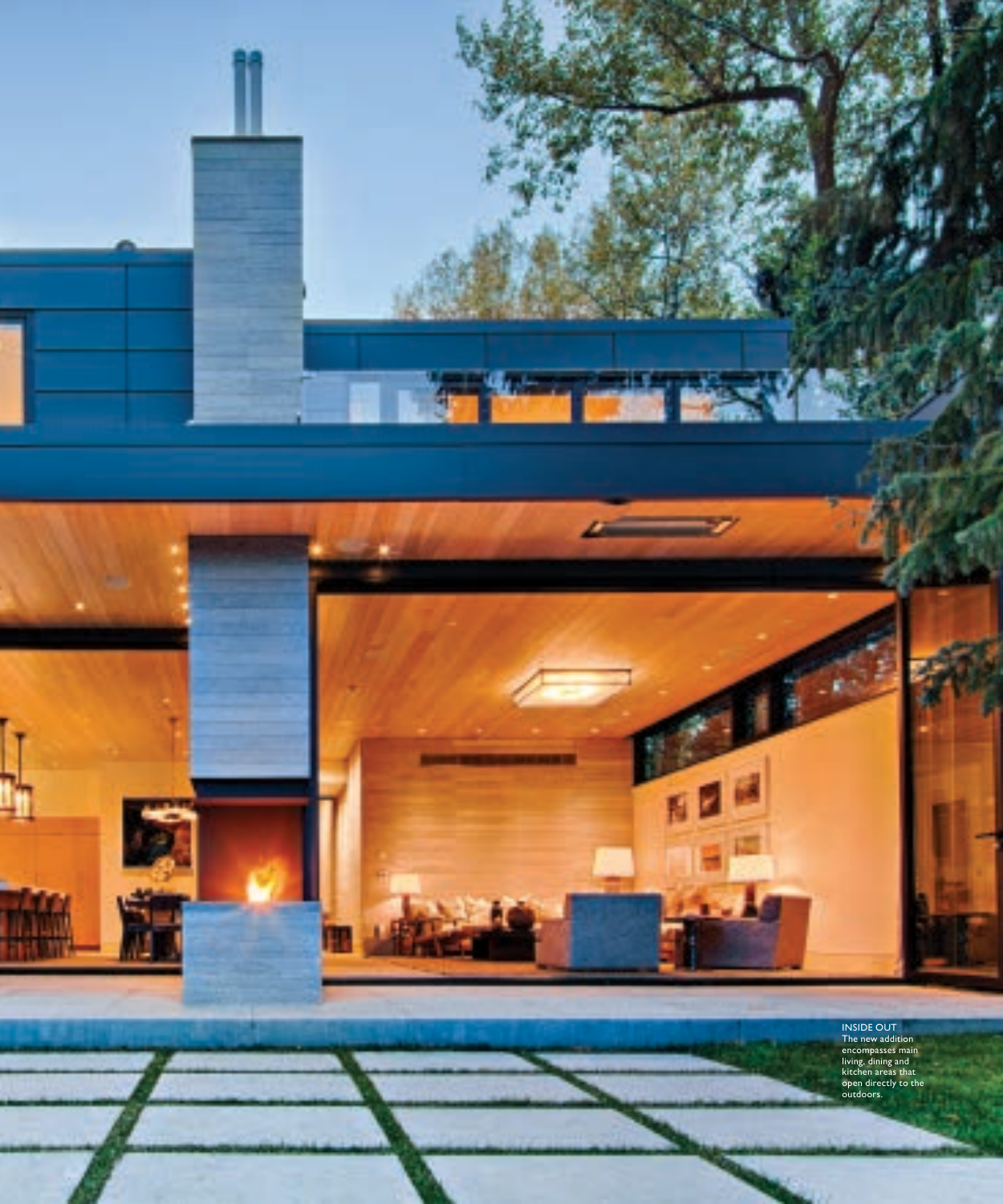**INSIDE OUT**
The new addition encompasses main living, dining and kitchen areas that open directly to the outdoors.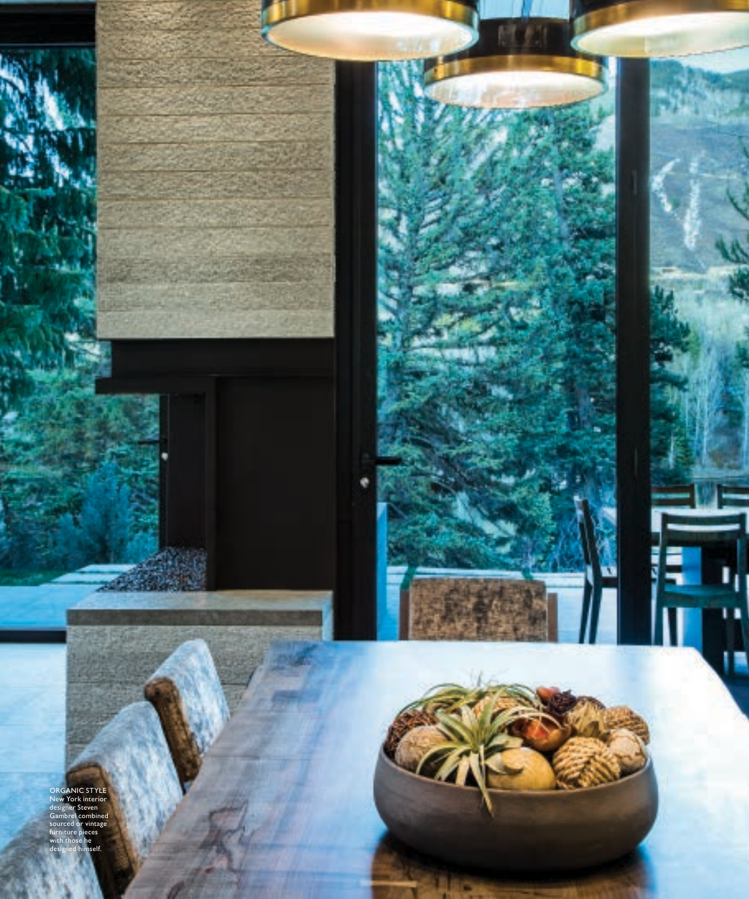ORGANIC STYLE New York interior designer Steven Gambrel combined sourced or vintage furniture pieces with those he designed himself.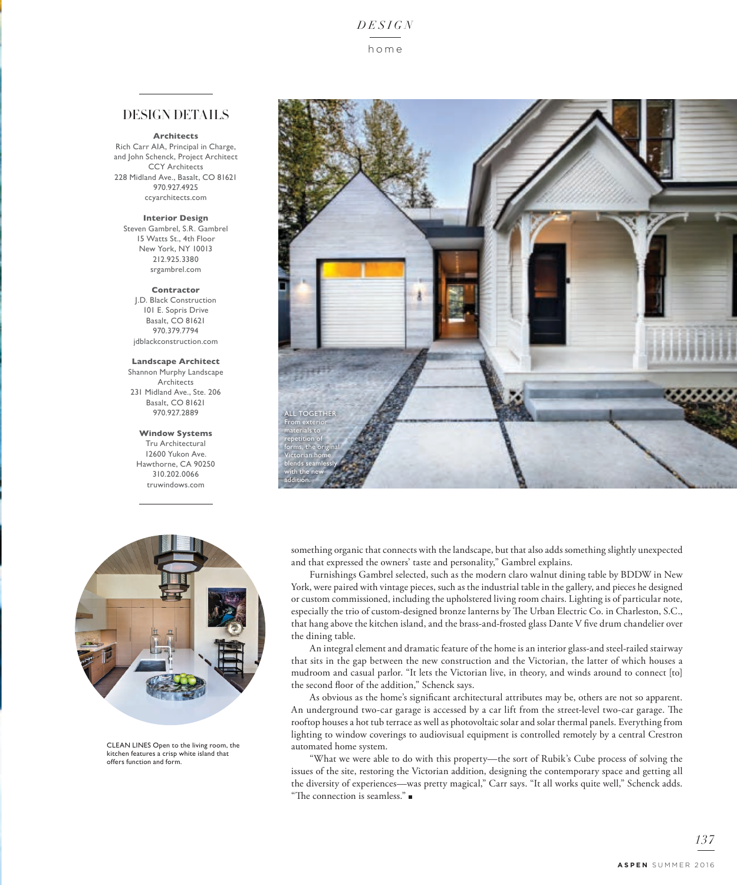## DESIGN DETAILS

**Architects**
Rich Carr AIA, Principal in Charge,
and John Schenck, Project Architect
CCY Architects
228 Midland Ave., Basalt, CO 81621
970.927.4925
ccyarchitects.com

**Interior Design**
Steven Gambrel, S.R. Gambrel
15 Watts St., 4th Floor
New York, NY 10013
212.925.3380
srgambrel.com

**Contractor**
J.D. Black Construction
101 E. Sopris Drive
Basalt, CO 81621
970.379.7794
jdblackconstruction.com

**Landscape Architect**
Shannon Murphy Landscape
Architects
231 Midland Ave., Ste. 206
Basalt, CO 81621
970.927.2889

**Window Systems**
Tru Architectural
12600 Yukon Ave.
Hawthorne, CA 90250
310.202.0066
truwindows.com

ALL TOGETHER From exterior materials to repetition of forms, the original Victorian home blends seamlessly with the new addition.

CLEAN LINES Open to the living room, the kitchen features a crisp white island that offers function and form.

something organic that connects with the landscape, but that also adds something slightly unexpected and that expressed the owners' taste and personality," Gambrel explains.

Furnishings Gambrel selected, such as the modern claro walnut dining table by BDDW in New York, were paired with vintage pieces, such as the industrial table in the gallery, and pieces he designed or custom commissioned, including the upholstered living room chairs. Lighting is of particular note, especially the trio of custom-designed bronze lanterns by The Urban Electric Co. in Charleston, S.C., that hang above the kitchen island, and the brass-and-frosted glass Dante V five drum chandelier over the dining table.

An integral element and dramatic feature of the home is an interior glass-and steel-railed stairway that sits in the gap between the new construction and the Victorian, the latter of which houses a mudroom and casual parlor. "It lets the Victorian live, in theory, and winds around to connect [to] the second floor of the addition," Schenck says.

As obvious as the home's significant architectural attributes may be, others are not so apparent. An underground two-car garage is accessed by a car lift from the street-level two-car garage. The rooftop houses a hot tub terrace as well as photovoltaic solar and solar thermal panels. Everything from lighting to window coverings to audiovisual equipment is controlled remotely by a central Crestron automated home system.

"What we were able to do with this property—the sort of Rubik's Cube process of solving the issues of the site, restoring the Victorian addition, designing the contemporary space and getting all the diversity of experiences—was pretty magical," Carr says. "It all works quite well," Schenck adds. "The connection is seamless." ■